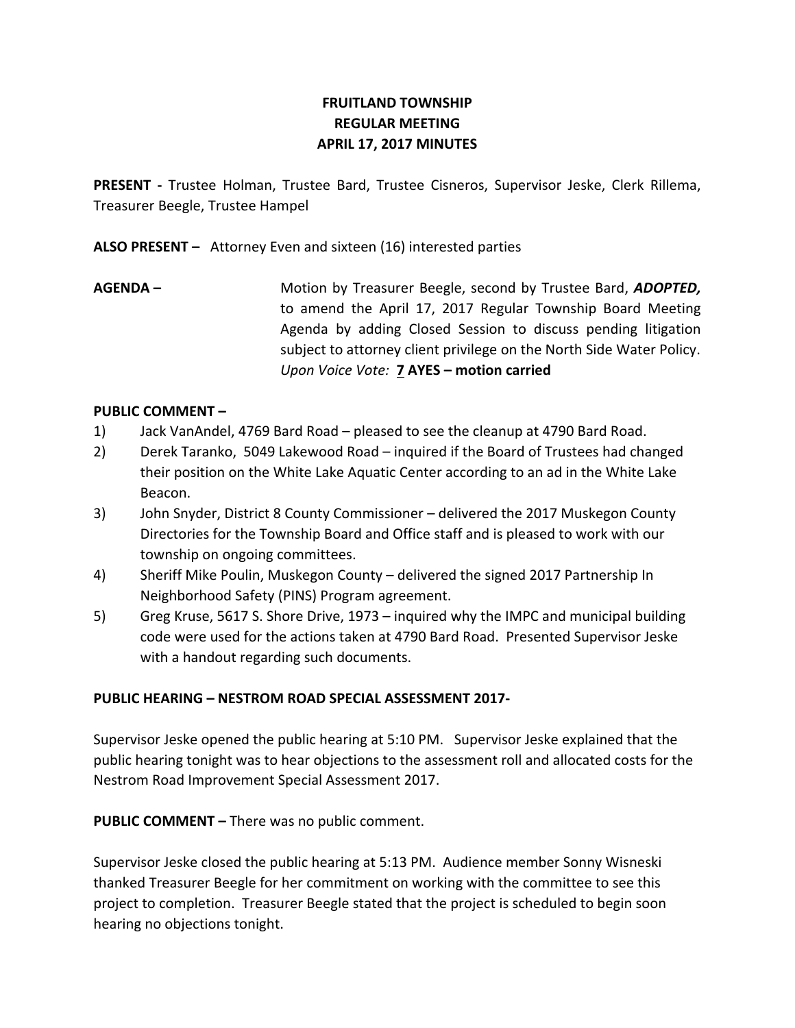# FRUITLAND TOWNSHIP
## REGULAR MEETING
## APRIL 17, 2017 MINUTES

**PRESENT -** Trustee Holman, Trustee Bard, Trustee Cisneros, Supervisor Jeske, Clerk Rillema, Treasurer Beegle, Trustee Hampel

**ALSO PRESENT –** Attorney Even and sixteen (16) interested parties

**AGENDA –** Motion by Treasurer Beegle, second by Trustee Bard, ***ADOPTED,*** to amend the April 17, 2017 Regular Township Board Meeting Agenda by adding Closed Session to discuss pending litigation subject to attorney client privilege on the North Side Water Policy. *Upon Voice Vote:* **7 AYES – motion carried**

**PUBLIC COMMENT –**

1) Jack VanAndel, 4769 Bard Road – pleased to see the cleanup at 4790 Bard Road.
2) Derek Taranko, 5049 Lakewood Road – inquired if the Board of Trustees had changed their position on the White Lake Aquatic Center according to an ad in the White Lake Beacon.
3) John Snyder, District 8 County Commissioner – delivered the 2017 Muskegon County Directories for the Township Board and Office staff and is pleased to work with our township on ongoing committees.
4) Sheriff Mike Poulin, Muskegon County – delivered the signed 2017 Partnership In Neighborhood Safety (PINS) Program agreement.
5) Greg Kruse, 5617 S. Shore Drive, 1973 – inquired why the IMPC and municipal building code were used for the actions taken at 4790 Bard Road. Presented Supervisor Jeske with a handout regarding such documents.

**PUBLIC HEARING – NESTROM ROAD SPECIAL ASSESSMENT 2017-**

Supervisor Jeske opened the public hearing at 5:10 PM. Supervisor Jeske explained that the public hearing tonight was to hear objections to the assessment roll and allocated costs for the Nestrom Road Improvement Special Assessment 2017.

**PUBLIC COMMENT –** There was no public comment.

Supervisor Jeske closed the public hearing at 5:13 PM. Audience member Sonny Wisneski thanked Treasurer Beegle for her commitment on working with the committee to see this project to completion. Treasurer Beegle stated that the project is scheduled to begin soon hearing no objections tonight.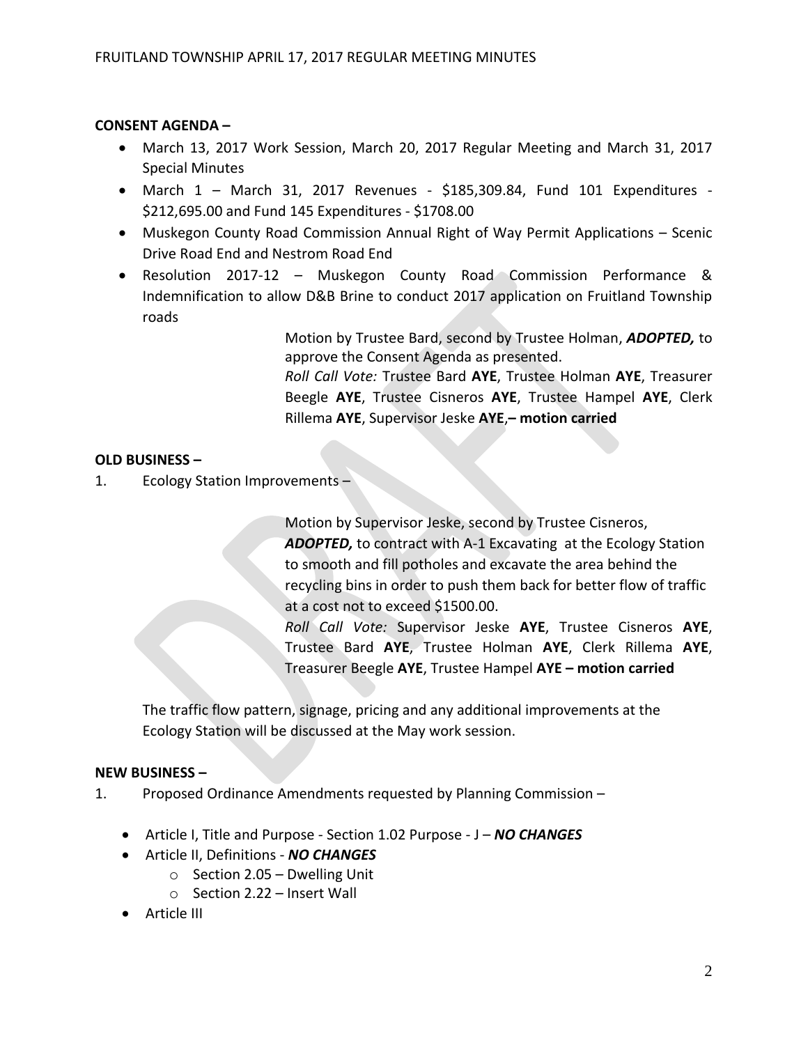**CONSENT AGENDA –**

- March 13, 2017 Work Session, March 20, 2017 Regular Meeting and March 31, 2017 Special Minutes
- March 1 – March 31, 2017 Revenues - $185,309.84, Fund 101 Expenditures - $212,695.00 and Fund 145 Expenditures - $1708.00
- Muskegon County Road Commission Annual Right of Way Permit Applications – Scenic Drive Road End and Nestrom Road End
- Resolution 2017-12 – Muskegon County Road Commission Performance & Indemnification to allow D&B Brine to conduct 2017 application on Fruitland Township roads

Motion by Trustee Bard, second by Trustee Holman, ***ADOPTED,*** to approve the Consent Agenda as presented.
*Roll Call Vote:* Trustee Bard **AYE**, Trustee Holman **AYE**, Treasurer Beegle **AYE**, Trustee Cisneros **AYE**, Trustee Hampel **AYE**, Clerk Rillema **AYE**, Supervisor Jeske **AYE**,**– motion carried**

**OLD BUSINESS –**

1. Ecology Station Improvements –

Motion by Supervisor Jeske, second by Trustee Cisneros, ***ADOPTED,*** to contract with A-1 Excavating at the Ecology Station to smooth and fill potholes and excavate the area behind the recycling bins in order to push them back for better flow of traffic at a cost not to exceed $1500.00.
*Roll Call Vote:* Supervisor Jeske **AYE**, Trustee Cisneros **AYE**, Trustee Bard **AYE**, Trustee Holman **AYE**, Clerk Rillema **AYE**, Treasurer Beegle **AYE**, Trustee Hampel **AYE – motion carried**

The traffic flow pattern, signage, pricing and any additional improvements at the Ecology Station will be discussed at the May work session.

**NEW BUSINESS –**

1. Proposed Ordinance Amendments requested by Planning Commission –

- Article I, Title and Purpose - Section 1.02 Purpose - J – ***NO CHANGES***
- Article II, Definitions - ***NO CHANGES***
  - Section 2.05 – Dwelling Unit
  - Section 2.22 – Insert Wall
- Article III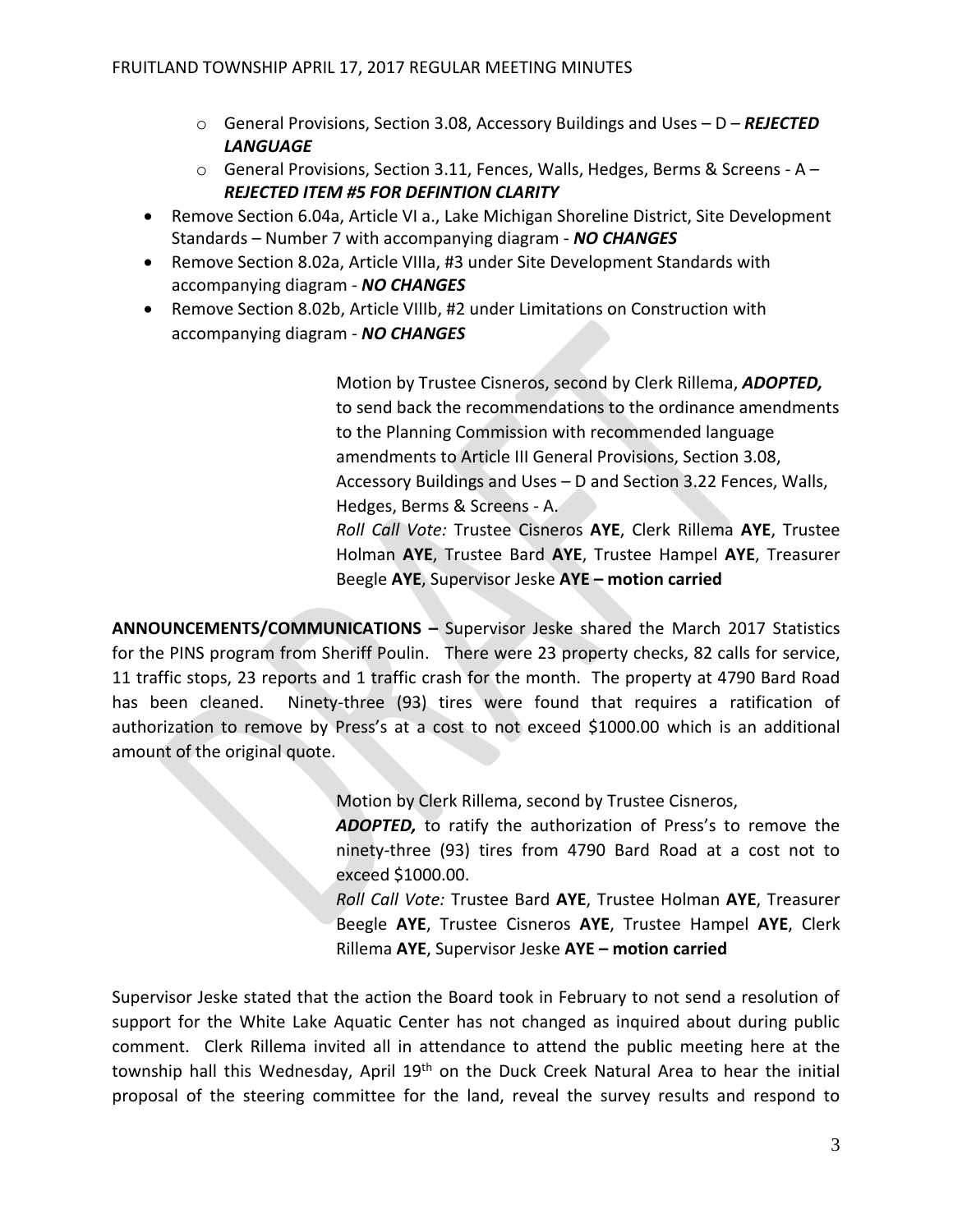- General Provisions, Section 3.08, Accessory Buildings and Uses – D – ***REJECTED LANGUAGE***
  - General Provisions, Section 3.11, Fences, Walls, Hedges, Berms & Screens - A – ***REJECTED ITEM #5 FOR DEFINTION CLARITY***
- Remove Section 6.04a, Article VI a., Lake Michigan Shoreline District, Site Development Standards – Number 7 with accompanying diagram - ***NO CHANGES***
- Remove Section 8.02a, Article VIIIa, #3 under Site Development Standards with accompanying diagram - ***NO CHANGES***
- Remove Section 8.02b, Article VIIIb, #2 under Limitations on Construction with accompanying diagram - ***NO CHANGES***

Motion by Trustee Cisneros, second by Clerk Rillema, ***ADOPTED,*** to send back the recommendations to the ordinance amendments to the Planning Commission with recommended language amendments to Article III General Provisions, Section 3.08, Accessory Buildings and Uses – D and Section 3.22 Fences, Walls, Hedges, Berms & Screens - A.
*Roll Call Vote:* Trustee Cisneros **AYE**, Clerk Rillema **AYE**, Trustee Holman **AYE**, Trustee Bard **AYE**, Trustee Hampel **AYE**, Treasurer Beegle **AYE**, Supervisor Jeske **AYE – motion carried**

**ANNOUNCEMENTS/COMMUNICATIONS –** Supervisor Jeske shared the March 2017 Statistics for the PINS program from Sheriff Poulin. There were 23 property checks, 82 calls for service, 11 traffic stops, 23 reports and 1 traffic crash for the month. The property at 4790 Bard Road has been cleaned. Ninety-three (93) tires were found that requires a ratification of authorization to remove by Press's at a cost to not exceed $1000.00 which is an additional amount of the original quote.

Motion by Clerk Rillema, second by Trustee Cisneros, ***ADOPTED,*** to ratify the authorization of Press's to remove the ninety-three (93) tires from 4790 Bard Road at a cost not to exceed $1000.00.
*Roll Call Vote:* Trustee Bard **AYE**, Trustee Holman **AYE**, Treasurer Beegle **AYE**, Trustee Cisneros **AYE**, Trustee Hampel **AYE**, Clerk Rillema **AYE**, Supervisor Jeske **AYE – motion carried**

Supervisor Jeske stated that the action the Board took in February to not send a resolution of support for the White Lake Aquatic Center has not changed as inquired about during public comment. Clerk Rillema invited all in attendance to attend the public meeting here at the township hall this Wednesday, April 19th on the Duck Creek Natural Area to hear the initial proposal of the steering committee for the land, reveal the survey results and respond to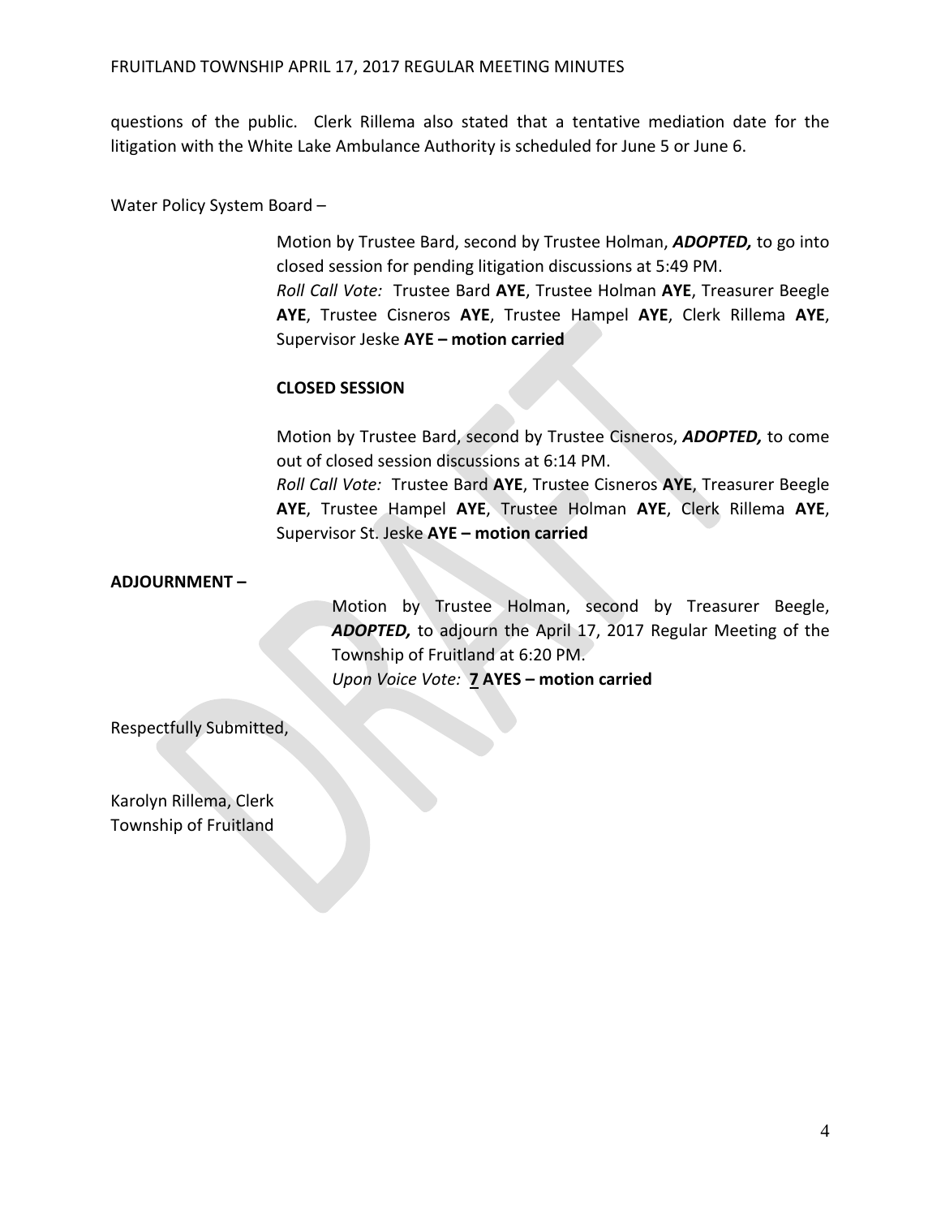questions of the public. Clerk Rillema also stated that a tentative mediation date for the litigation with the White Lake Ambulance Authority is scheduled for June 5 or June 6.

Water Policy System Board –

Motion by Trustee Bard, second by Trustee Holman, ***ADOPTED,*** to go into closed session for pending litigation discussions at 5:49 PM.
*Roll Call Vote:* Trustee Bard **AYE**, Trustee Holman **AYE**, Treasurer Beegle **AYE**, Trustee Cisneros **AYE**, Trustee Hampel **AYE**, Clerk Rillema **AYE**, Supervisor Jeske **AYE – motion carried**

**CLOSED SESSION**

Motion by Trustee Bard, second by Trustee Cisneros, ***ADOPTED,*** to come out of closed session discussions at 6:14 PM.
*Roll Call Vote:* Trustee Bard **AYE**, Trustee Cisneros **AYE**, Treasurer Beegle **AYE**, Trustee Hampel **AYE**, Trustee Holman **AYE**, Clerk Rillema **AYE**, Supervisor St. Jeske **AYE – motion carried**

**ADJOURNMENT –**

Motion by Trustee Holman, second by Treasurer Beegle, ***ADOPTED,*** to adjourn the April 17, 2017 Regular Meeting of the Township of Fruitland at 6:20 PM.
*Upon Voice Vote:* **7 AYES – motion carried**

Respectfully Submitted,

Karolyn Rillema, Clerk
Township of Fruitland